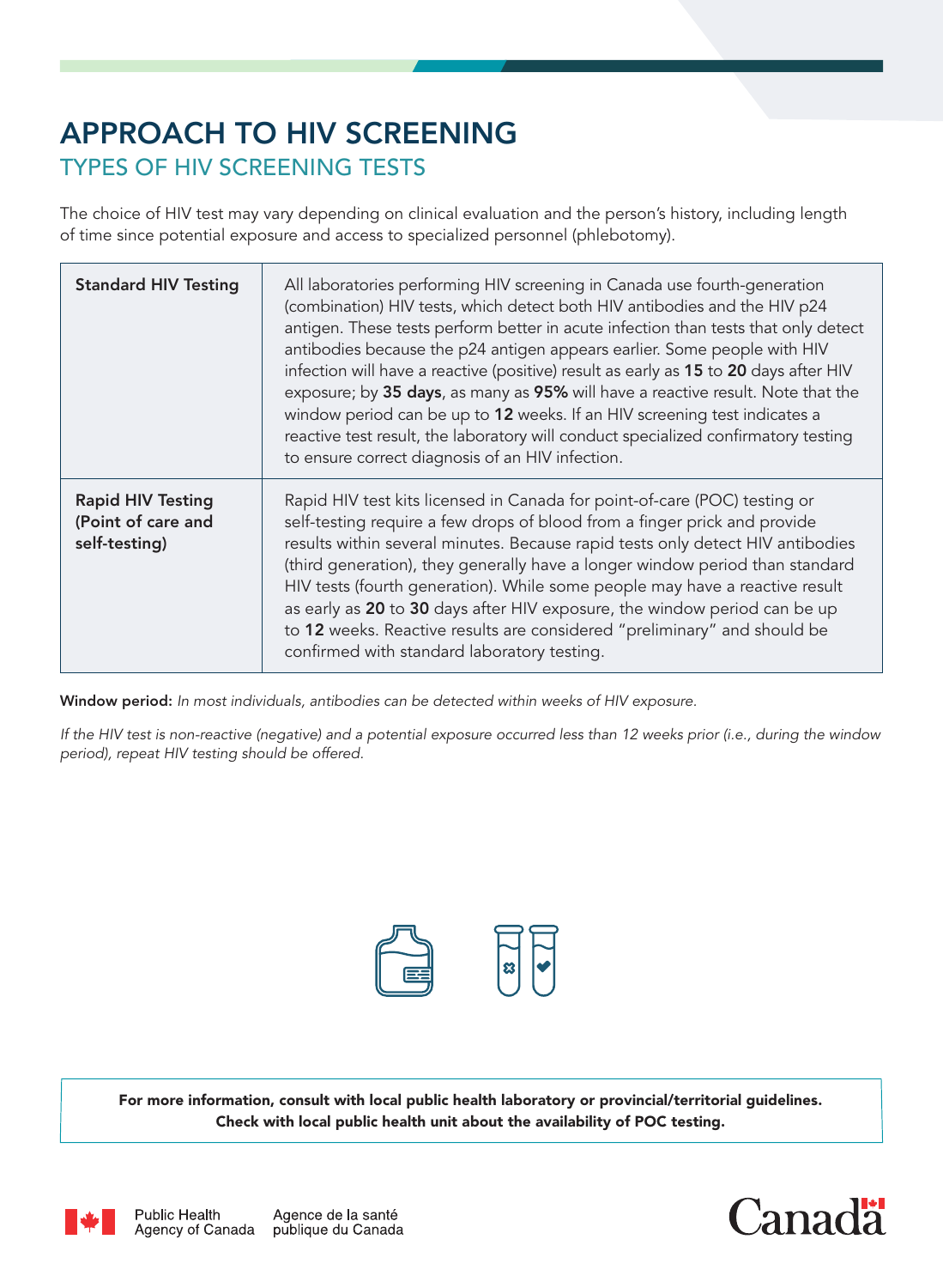# APPROACH TO HIV SCREENING

## TYPES OF HIV SCREENING TESTS

The choice of HIV test may vary depending on clinical evaluation and the person's history, including length of time since potential exposure and access to specialized personnel (phlebotomy).

| | |
|---|---|
| **Standard HIV Testing** | All laboratories performing HIV screening in Canada use fourth-generation (combination) HIV tests, which detect both HIV antibodies and the HIV p24 antigen. These tests perform better in acute infection than tests that only detect antibodies because the p24 antigen appears earlier. Some people with HIV infection will have a reactive (positive) result as early as **15** to **20** days after HIV exposure; by **35 days**, as many as **95%** will have a reactive result. Note that the window period can be up to **12** weeks. If an HIV screening test indicates a reactive test result, the laboratory will conduct specialized confirmatory testing to ensure correct diagnosis of an HIV infection. |
| **Rapid HIV Testing (Point of care and self-testing)** | Rapid HIV test kits licensed in Canada for point-of-care (POC) testing or self-testing require a few drops of blood from a finger prick and provide results within several minutes. Because rapid tests only detect HIV antibodies (third generation), they generally have a longer window period than standard HIV tests (fourth generation). While some people may have a reactive result as early as **20** to **30** days after HIV exposure, the window period can be up to **12** weeks. Reactive results are considered "preliminary" and should be confirmed with standard laboratory testing. |

**Window period:** *In most individuals, antibodies can be detected within weeks of HIV exposure.*

*If the HIV test is non-reactive (negative) and a potential exposure occurred less than 12 weeks prior (i.e., during the window period), repeat HIV testing should be offered.*

**For more information, consult with local public health laboratory or provincial/territorial guidelines. Check with local public health unit about the availability of POC testing.**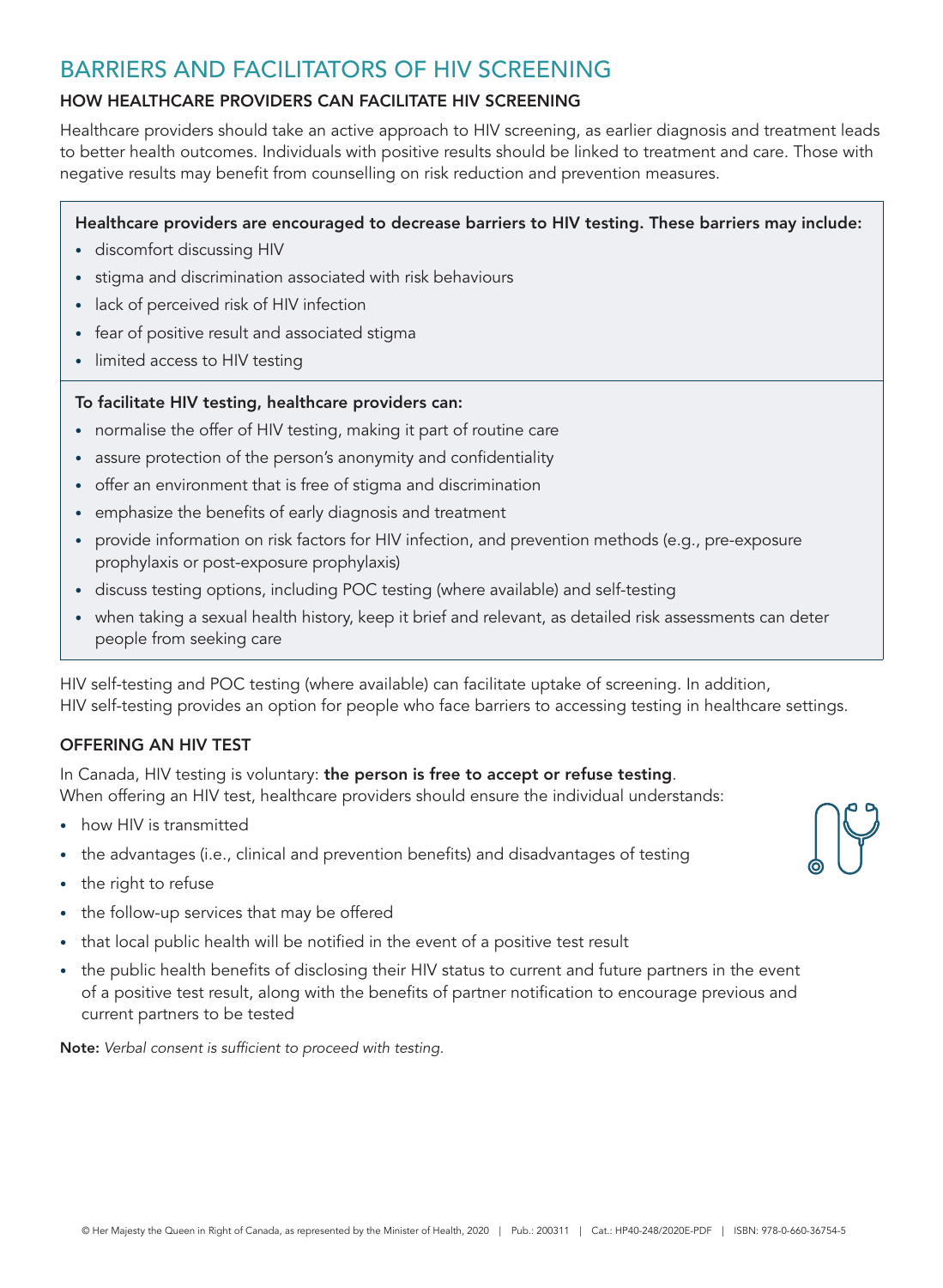# BARRIERS AND FACILITATORS OF HIV SCREENING

## HOW HEALTHCARE PROVIDERS CAN FACILITATE HIV SCREENING

Healthcare providers should take an active approach to HIV screening, as earlier diagnosis and treatment leads to better health outcomes. Individuals with positive results should be linked to treatment and care. Those with negative results may benefit from counselling on risk reduction and prevention measures.

**Healthcare providers are encouraged to decrease barriers to HIV testing. These barriers may include:**

- discomfort discussing HIV
- stigma and discrimination associated with risk behaviours
- lack of perceived risk of HIV infection
- fear of positive result and associated stigma
- limited access to HIV testing

**To facilitate HIV testing, healthcare providers can:**

- normalise the offer of HIV testing, making it part of routine care
- assure protection of the person's anonymity and confidentiality
- offer an environment that is free of stigma and discrimination
- emphasize the benefits of early diagnosis and treatment
- provide information on risk factors for HIV infection, and prevention methods (e.g., pre-exposure prophylaxis or post-exposure prophylaxis)
- discuss testing options, including POC testing (where available) and self-testing
- when taking a sexual health history, keep it brief and relevant, as detailed risk assessments can deter people from seeking care

HIV self-testing and POC testing (where available) can facilitate uptake of screening. In addition, HIV self-testing provides an option for people who face barriers to accessing testing in healthcare settings.

## OFFERING AN HIV TEST

In Canada, HIV testing is voluntary: **the person is free to accept or refuse testing**.
When offering an HIV test, healthcare providers should ensure the individual understands:

- how HIV is transmitted
- the advantages (i.e., clinical and prevention benefits) and disadvantages of testing
- the right to refuse
- the follow-up services that may be offered
- that local public health will be notified in the event of a positive test result
- the public health benefits of disclosing their HIV status to current and future partners in the event of a positive test result, along with the benefits of partner notification to encourage previous and current partners to be tested

**Note:** *Verbal consent is sufficient to proceed with testing.*

© Her Majesty the Queen in Right of Canada, as represented by the Minister of Health, 2020 | Pub.: 200311 | Cat.: HP40-248/2020E-PDF | ISBN: 978-0-660-36754-5